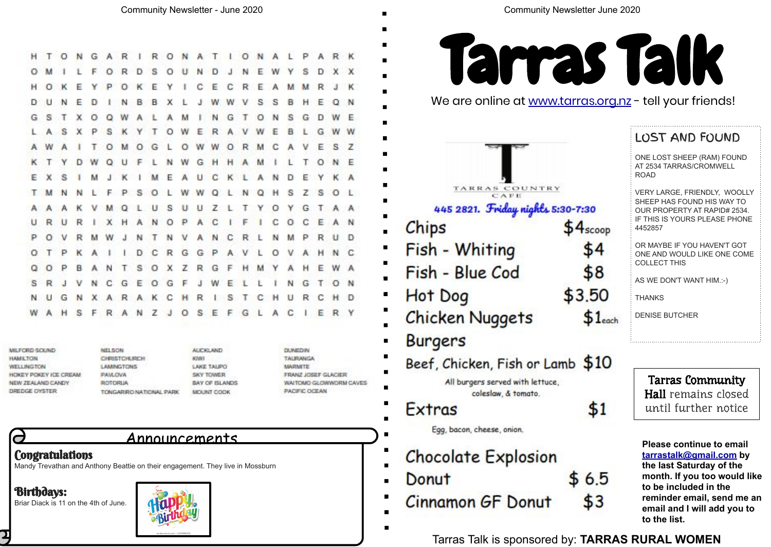H T O N G A R I R O N A T I O N A L P A R K
O M I L F O R D S O U N D J N E W Y S D X X
H O K E Y P O K E Y I C E C R E A M M R J K
D U N E D I N B B X L J W W V S S B H E Q N
G S T X O Q W A L A M I N G T O N S G D W E
L A S X P S K Y T O W E R A V W E B L G W W
A W A I T O M O G L O W W O R M C A V E S Z
K T Y D W Q U F L N W G H H A M I L T O N E
E X S I M J K I M E A U C K L A N D E Y K A
T M N N L F P S O L W W Q L N Q H S Z S O L
A A A K V M Q L U S U U Z L T Y O Y G T A A
U R U R I X H A N O P A C I F I C O C E A N
P O V R M W J N T N V A N C R L N M P R U D
O T P K A I I D C R G G P A V L O V A H N C
Q O P B A N T S O X Z R G F H M Y A H E W A
S R J V N C G E O G F J W E L L I N G T O N
N U G N X A R A K C H R I S T C H U R C H D
W A H S F R A N Z J O S E F G L A C I E R Y

| | | | |
|---|---|---|---|
| MILFORD SOUND | NELSON | AUCKLAND | DUNEDIN |
| HAMILTON | CHRISTCHURCH | KIWI | TAURANGA |
| WELLINGTON | LAMINGTONS | LAKE TAUPO | MARMITE |
| HOKEY POKEY ICE CREAM | PAVLOVA | SKY TOWER | FRANZ JOSEF GLACIER |
| NEW ZEALAND CANDY | ROTORUA | BAY OF ISLANDS | WAITOMO GLOWWORM CAVES |
| DREDGE OYSTER | TONGARIRO NATIONAL PARK | MOUNT COOK | PACIFIC OCEAN |

## Announcements

**Congratulations**

Mandy Trevathan and Anthony Beattie on their engagement. They live in Mossburn

**Birthdays:**

Briar Diack is 11 on the 4th of June.

# Tarras Talk

We are online at www.tarras.org.nz - tell your friends!

**TARRAS COUNTRY CAFE**

445 2821. Friday nights 5:30-7:30

| | |
|---|---|
| Chips | $4 scoop |
| Fish - Whiting | $4 |
| Fish - Blue Cod | $8 |
| Hot Dog | $3.50 |
| Chicken Nuggets | $1 each |
| **Burgers** | |
| Beef, Chicken, Fish or Lamb | $10 |
| All burgers served with lettuce, coleslaw, & tomato. | |
| Extras | $1 |
| Egg, bacon, cheese, onion. | |
| Chocolate Explosion Donut | $ 6.5 |
| Cinnamon GF Donut | $3 |

## LOST AND FOUND

ONE LOST SHEEP (RAM) FOUND AT 2534 TARRAS/CROMWELL ROAD

VERY LARGE, FRIENDLY, WOOLLY SHEEP HAS FOUND HIS WAY TO OUR PROPERTY AT RAPID# 2534. IF THIS IS YOURS PLEASE PHONE 4452857

OR MAYBE IF YOU HAVEN'T GOT ONE AND WOULD LIKE ONE COME COLLECT THIS

AS WE DON'T WANT HIM.:-)

THANKS

DENISE BUTCHER

**Tarras Community Hall remains closed until further notice**

**Please continue to email tarrastalk@gmail.com by the last Saturday of the month. If you too would like to be included in the reminder email, send me an email and I will add you to the list.**

Tarras Talk is sponsored by: **TARRAS RURAL WOMEN**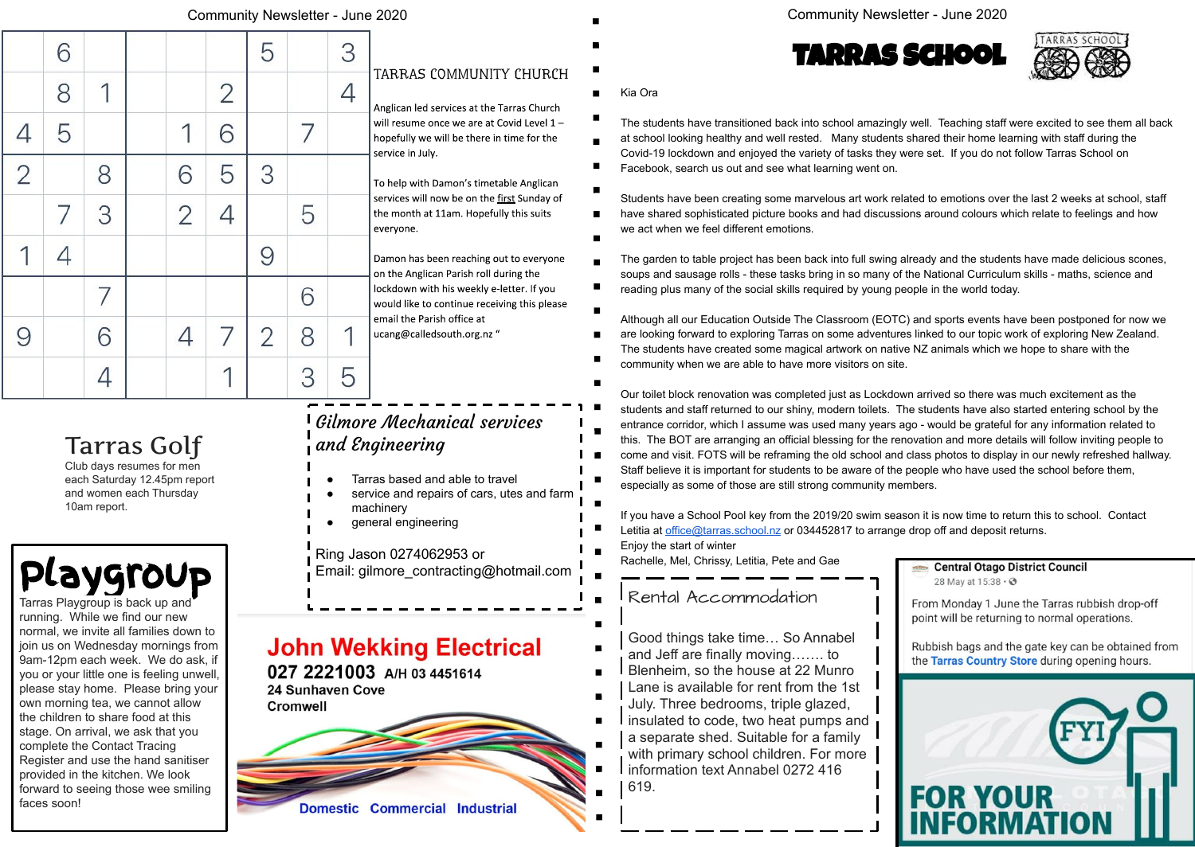Community Newsletter - June 2020

| | | | | | | | | |
|---|---|---|---|---|---|---|---|---|
| | 6 | | | | | 5 | | 3 |
| | 8 | 1 | | | 2 | | | 4 |
| 4 | 5 | | | 1 | 6 | | 7 | |
| 2 | | 8 | | 6 | 5 | 3 | | |
| | 7 | 3 | | 2 | 4 | | 5 | |
| 1 | 4 | | | | | 9 | | |
| | | 7 | | | | | 6 | |
| 9 | | 6 | | 4 | 7 | 2 | 8 | 1 |
| | | 4 | | | 1 | | 3 | 5 |

## TARRAS COMMUNITY CHURCH

Anglican led services at the Tarras Church will resume once we are at Covid Level 1 – hopefully we will be there in time for the service in July.

To help with Damon's timetable Anglican services will now be on the first Sunday of the month at 11am. Hopefully this suits everyone.

Damon has been reaching out to everyone on the Anglican Parish roll during the lockdown with his weekly e-letter. If you would like to continue receiving this please email the Parish office at ucang@calledsouth.org.nz "

## Tarras Golf

Club days resumes for men each Saturday 12.45pm report and women each Thursday 10am report.

## Gilmore Mechanical services and Engineering

- Tarras based and able to travel
- service and repairs of cars, utes and farm machinery
- general engineering

Ring Jason 0274062953 or
Email: gilmore_contracting@hotmail.com

## Playgroup

Tarras Playgroup is back up and running. While we find our new normal, we invite all families down to join us on Wednesday mornings from 9am-12pm each week. We do ask, if you or your little one is feeling unwell, please stay home. Please bring your own morning tea, we cannot allow the children to share food at this stage. On arrival, we ask that you complete the Contact Tracing Register and use the hand sanitiser provided in the kitchen. We look forward to seeing those wee smiling faces soon!

## John Wekking Electrical

**027 2221003** A/H 03 4451614
**24 Sunhaven Cove**
**Cromwell**

Domestic Commercial Industrial

Community Newsletter - June 2020

# TARRAS SCHOOL

TARRAS SCHOOL

Kia Ora

The students have transitioned back into school amazingly well. Teaching staff were excited to see them all back at school looking healthy and well rested. Many students shared their home learning with staff during the Covid-19 lockdown and enjoyed the variety of tasks they were set. If you do not follow Tarras School on Facebook, search us out and see what learning went on.

Students have been creating some marvelous art work related to emotions over the last 2 weeks at school, staff have shared sophisticated picture books and had discussions around colours which relate to feelings and how we act when we feel different emotions.

The garden to table project has been back into full swing already and the students have made delicious scones, soups and sausage rolls - these tasks bring in so many of the National Curriculum skills - maths, science and reading plus many of the social skills required by young people in the world today.

Although all our Education Outside The Classroom (EOTC) and sports events have been postponed for now we are looking forward to exploring Tarras on some adventures linked to our topic work of exploring New Zealand. The students have created some magical artwork on native NZ animals which we hope to share with the community when we are able to have more visitors on site.

Our toilet block renovation was completed just as Lockdown arrived so there was much excitement as the students and staff returned to our shiny, modern toilets. The students have also started entering school by the entrance corridor, which I assume was used many years ago - would be grateful for any information related to this. The BOT are arranging an official blessing for the renovation and more details will follow inviting people to come and visit. FOTS will be reframing the old school and class photos to display in our newly refreshed hallway. Staff believe it is important for students to be aware of the people who have used the school before them, especially as some of those are still strong community members.

If you have a School Pool key from the 2019/20 swim season it is now time to return this to school. Contact Letitia at office@tarras.school.nz or 034452817 to arrange drop off and deposit returns.
Enjoy the start of winter
Rachelle, Mel, Chrissy, Letitia, Pete and Gae

## Rental Accommodation

Good things take time… So Annabel and Jeff are finally moving……. to Blenheim, so the house at 22 Munro Lane is available for rent from the 1st July. Three bedrooms, triple glazed, insulated to code, two heat pumps and a separate shed. Suitable for a family with primary school children. For more information text Annabel 0272 416 619.

**Central Otago District Council**
28 May at 15:38

From Monday 1 June the Tarras rubbish drop-off point will be returning to normal operations.

Rubbish bags and the gate key can be obtained from the Tarras Country Store during opening hours.

FYI
FOR YOUR INFORMATION